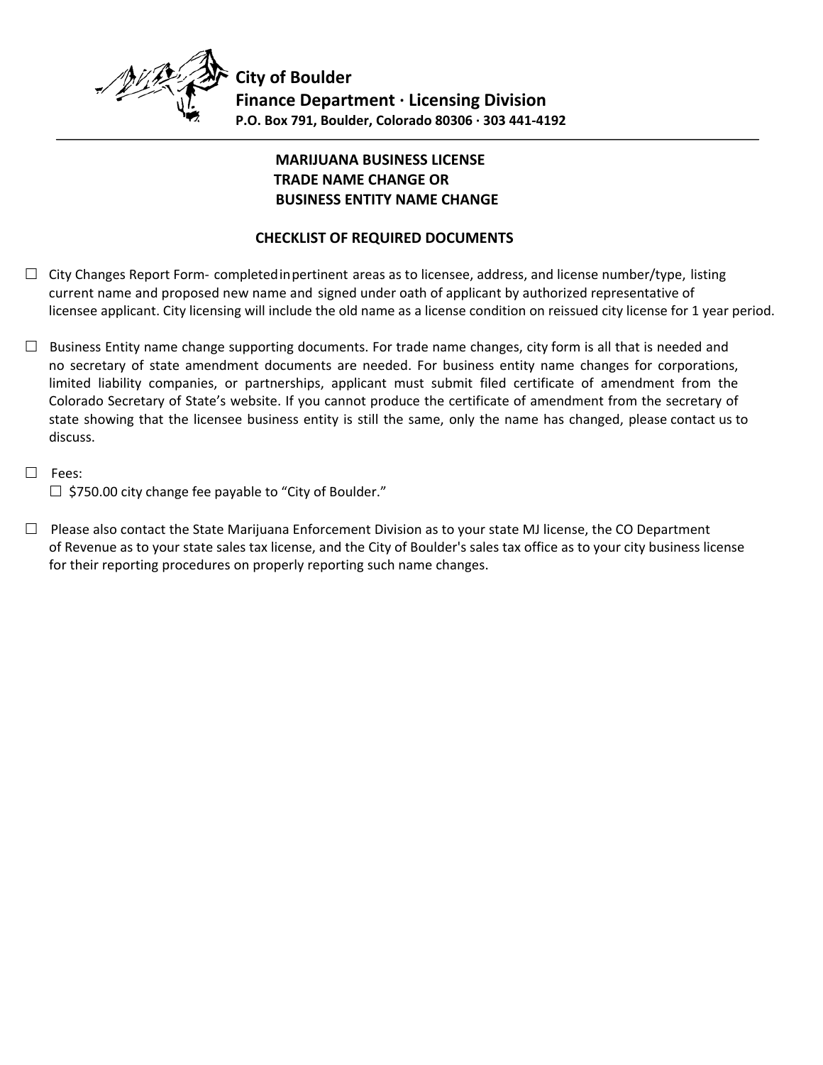**City of Boulder**
**Finance Department · Licensing Division**
**P.O. Box 791, Boulder, Colorado 80306 · 303 441-4192**

---

# MARIJUANA BUSINESS LICENSE TRADE NAME CHANGE OR BUSINESS ENTITY NAME CHANGE

## CHECKLIST OF REQUIRED DOCUMENTS

☐ City Changes Report Form- completed in pertinent areas as to licensee, address, and license number/type, listing current name and proposed new name and signed under oath of applicant by authorized representative of licensee applicant. City licensing will include the old name as a license condition on reissued city license for 1 year period.

☐ Business Entity name change supporting documents. For trade name changes, city form is all that is needed and no secretary of state amendment documents are needed. For business entity name changes for corporations, limited liability companies, or partnerships, applicant must submit filed certificate of amendment from the Colorado Secretary of State's website. If you cannot produce the certificate of amendment from the secretary of state showing that the licensee business entity is still the same, only the name has changed, please contact us to discuss.

☐ Fees:

☐ $750.00 city change fee payable to "City of Boulder."

☐ Please also contact the State Marijuana Enforcement Division as to your state MJ license, the CO Department of Revenue as to your state sales tax license, and the City of Boulder's sales tax office as to your city business license for their reporting procedures on properly reporting such name changes.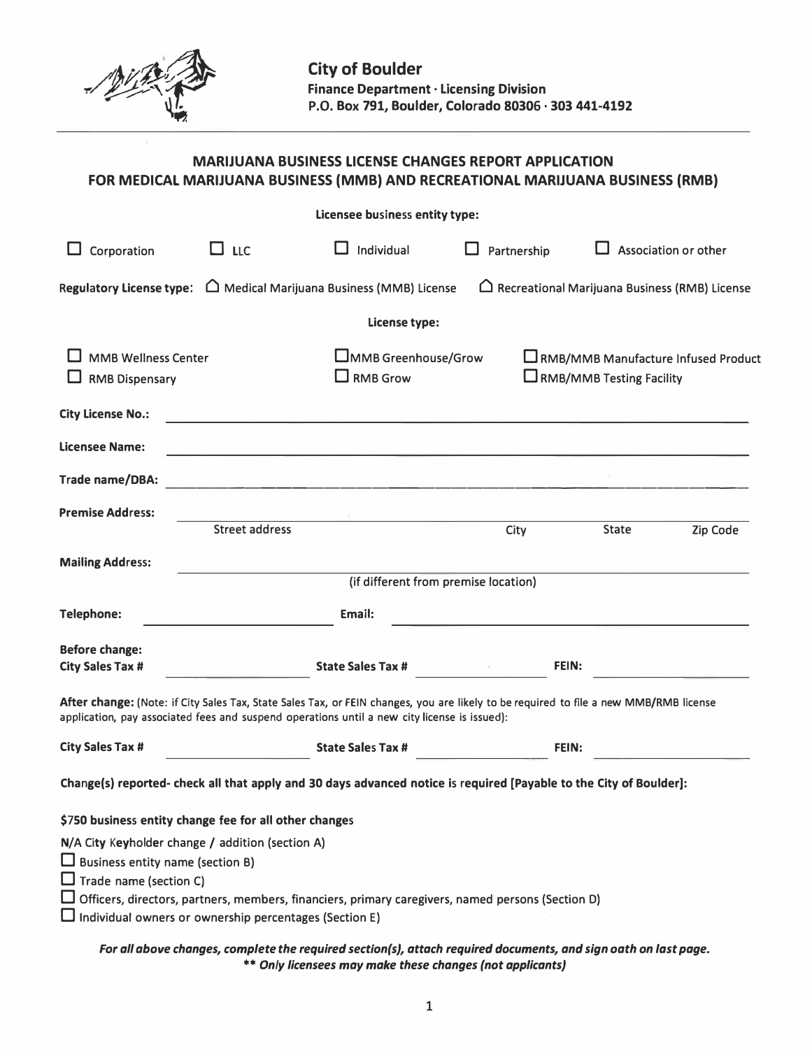**City of Boulder**
**Finance Department · Licensing Division**
**P.O. Box 791, Boulder, Colorado 80306 · 303 441-4192**

## MARIJUANA BUSINESS LICENSE CHANGES REPORT APPLICATION FOR MEDICAL MARIJUANA BUSINESS (MMB) AND RECREATIONAL MARIJUANA BUSINESS (RMB)

**Licensee business entity type:**

☐ Corporation ☐ LLC ☐ Individual ☐ Partnership ☐ Association or other

**Regulatory License type:** ☐ Medical Marijuana Business (MMB) License ☐ Recreational Marijuana Business (RMB) License

**License type:**

☐ MMB Wellness Center ☐ MMB Greenhouse/Grow ☐ RMB/MMB Manufacture Infused Product
☐ RMB Dispensary ☐ RMB Grow ☐ RMB/MMB Testing Facility

**City License No.:** ______________________________

**Licensee Name:** ______________________________

**Trade name/DBA:** ______________________________

**Premise Address:** ______________________________
Street address City State Zip Code

**Mailing Address:** ______________________________
(if different from premise location)

**Telephone:** ______________ **Email:** ______________

**Before change:**
**City Sales Tax #** ______________ **State Sales Tax #** ______________ **FEIN:** ______________

**After change:** (Note: if City Sales Tax, State Sales Tax, or FEIN changes, you are likely to be required to file a new MMB/RMB license application, pay associated fees and suspend operations until a new city license is issued):

**City Sales Tax #** ______________ **State Sales Tax #** ______________ **FEIN:** ______________

**Change(s) reported- check all that apply and 30 days advanced notice is required [Payable to the City of Boulder]:**

**$750 business entity change fee for all other changes**

N/A City Keyholder change / addition (section A)
☐ Business entity name (section B)
☐ Trade name (section C)
☐ Officers, directors, partners, members, financiers, primary caregivers, named persons (Section D)
☐ Individual owners or ownership percentages (Section E)

***For all above changes, complete the required section(s), attach required documents, and sign oath on last page.***
***\*\* Only licensees may make these changes (not applicants)***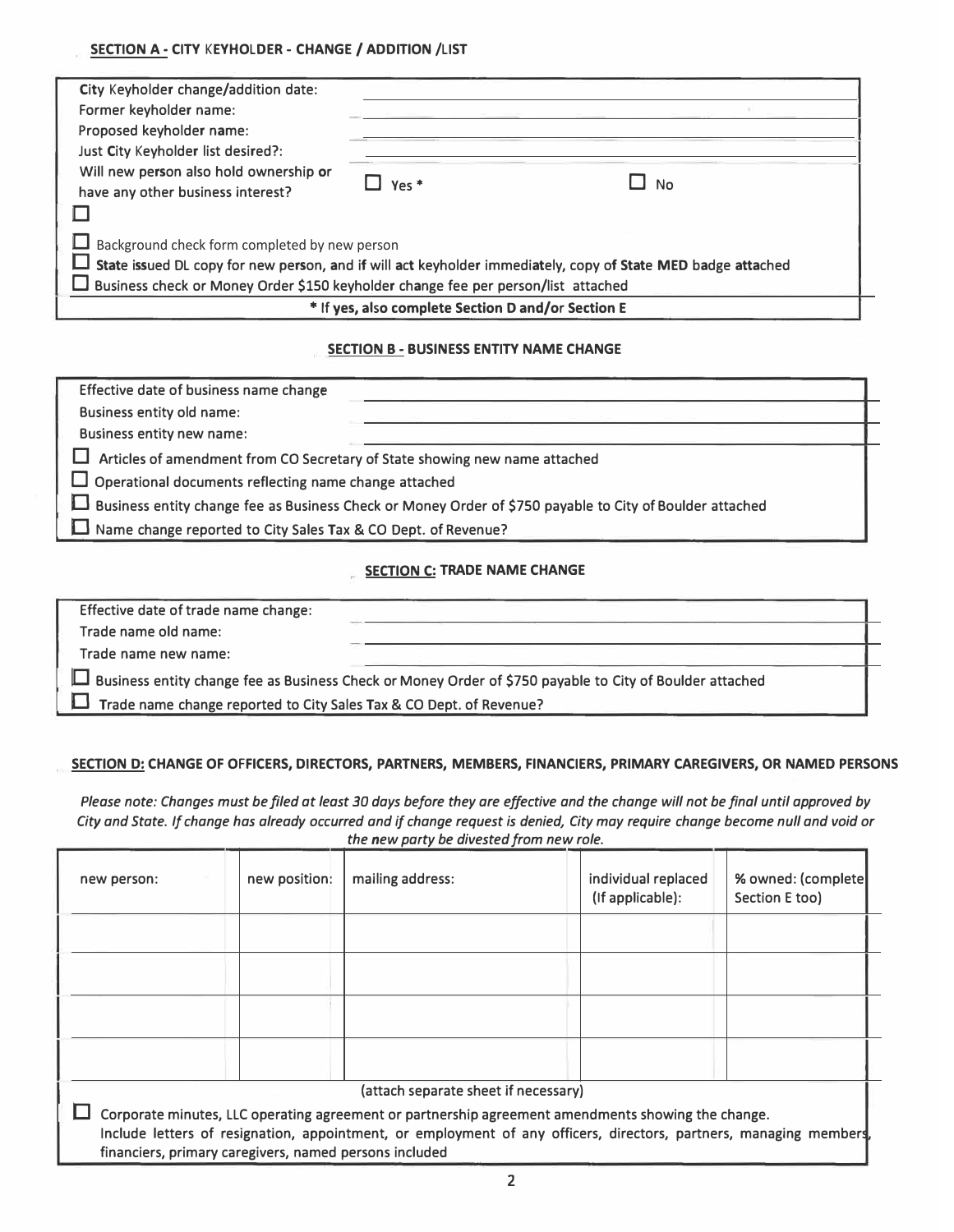## SECTION A - CITY KEYHOLDER - CHANGE / ADDITION /LIST

| | | |
|---|---|---|
| City Keyholder change/addition date: | | |
| Former keyholder name: | | |
| Proposed keyholder name: | | |
| Just City Keyholder list desired?: | | |
| Will new person also hold ownership or have any other business interest? | ☐ Yes * | ☐ No |

☐

☐ Background check form completed by new person

☐ **State issued DL copy for new person, and if will act keyholder immediately, copy of State MED badge attached**

☐ Business check or Money Order $150 keyholder change fee per person/list attached

**\* If yes, also complete Section D and/or Section E**

## SECTION B - BUSINESS ENTITY NAME CHANGE

| | |
|---|---|
| Effective date of business name change | |
| Business entity old name: | |
| Business entity new name: | |

☐ Articles of amendment from CO Secretary of State showing new name attached

☐ Operational documents reflecting name change attached

☐ Business entity change fee as Business Check or Money Order of $750 payable to City of Boulder attached

☐ Name change reported to City Sales Tax & CO Dept. of Revenue?

## SECTION C: TRADE NAME CHANGE

| | |
|---|---|
| Effective date of trade name change: | |
| Trade name old name: | |
| Trade name new name: | |

☐ Business entity change fee as Business Check or Money Order of $750 payable to City of Boulder attached

☐ Trade name change reported to City Sales Tax & CO Dept. of Revenue?

## SECTION D: CHANGE OF OFFICERS, DIRECTORS, PARTNERS, MEMBERS, FINANCIERS, PRIMARY CAREGIVERS, OR NAMED PERSONS

*Please note: Changes must be filed at least 30 days before they are effective and the change will not be final until approved by City and State. If change has already occurred and if change request is denied, City may require change become null and void or the new party be divested from new role.*

| new person: | new position: | mailing address: | individual replaced (If applicable): | % owned: (complete Section E too) |
|---|---|---|---|---|
| | | | | |
| | | | | |
| | | | | |
| | | | | |

(attach separate sheet if necessary)

☐ Corporate minutes, LLC operating agreement or partnership agreement amendments showing the change. Include letters of resignation, appointment, or employment of any officers, directors, partners, managing members, financiers, primary caregivers, named persons included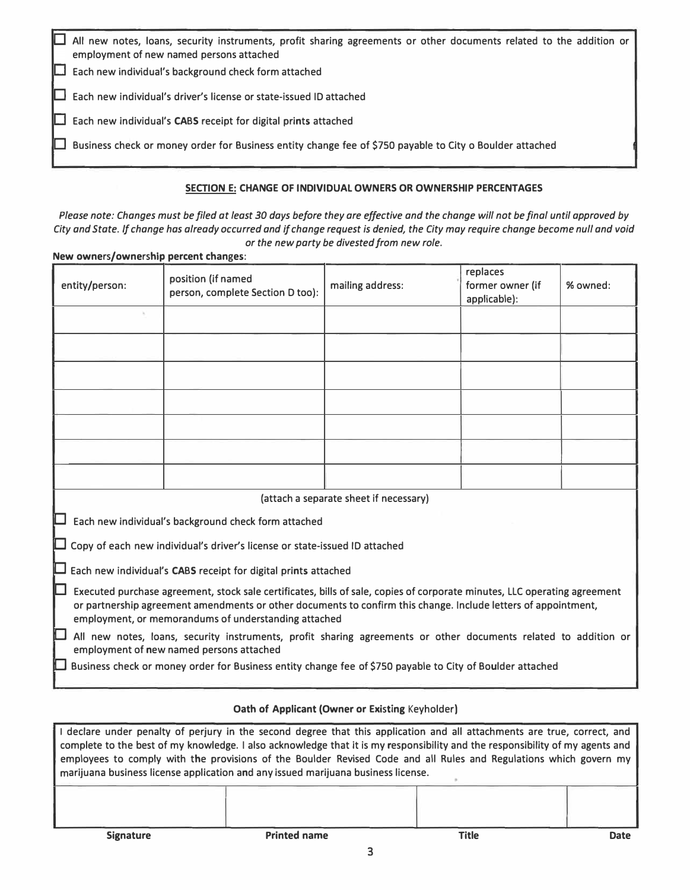- ☐ All new notes, loans, security instruments, profit sharing agreements or other documents related to the addition or employment of new named persons attached
- ☐ Each new individual's background check form attached
- ☐ Each new individual's driver's license or state-issued ID attached
- ☐ Each new individual's **CABS** receipt for digital prints attached
- ☐ Business check or money order for Business entity change fee of $750 payable to City o Boulder attached

### SECTION E: CHANGE OF INDIVIDUAL OWNERS OR OWNERSHIP PERCENTAGES

*Please note: Changes must be filed at least 30 days before they are effective and the change will not be final until approved by City and State. If change has already occurred and if change request is denied, the City may require change become null and void or the new party be divested from new role.*

**New owners/ownership percent changes:**

| entity/person: | position (if named person, complete Section D too): | mailing address: | replaces former owner (if applicable): | % owned: |
|---|---|---|---|---|
| | | | | |
| | | | | |
| | | | | |
| | | | | |
| | | | | |
| | | | | |
| | | | | |

(attach a separate sheet if necessary)

- ☐ Each new individual's background check form attached
- ☐ Copy of each new individual's driver's license or state-issued ID attached
- ☐ Each new individual's **CABS** receipt for digital prints attached
- ☐ Executed purchase agreement, stock sale certificates, bills of sale, copies of corporate minutes, LLC operating agreement or partnership agreement amendments or other documents to confirm this change. Include letters of appointment, employment, or memorandums of understanding attached
- ☐ All new notes, loans, security instruments, profit sharing agreements or other documents related to addition or employment of new named persons attached
- ☐ Business check or money order for Business entity change fee of $750 payable to City of Boulder attached

### Oath of Applicant (Owner or Existing Keyholder)

I declare under penalty of perjury in the second degree that this application and all attachments are true, correct, and complete to the best of my knowledge. I also acknowledge that it is my responsibility and the responsibility of my agents and employees to comply with the provisions of the Boulder Revised Code and all Rules and Regulations which govern my marijuana business license application and any issued marijuana business license.

| | | | |
|---|---|---|---|
| | | | |
| **Signature** | **Printed name** | **Title** | **Date** |